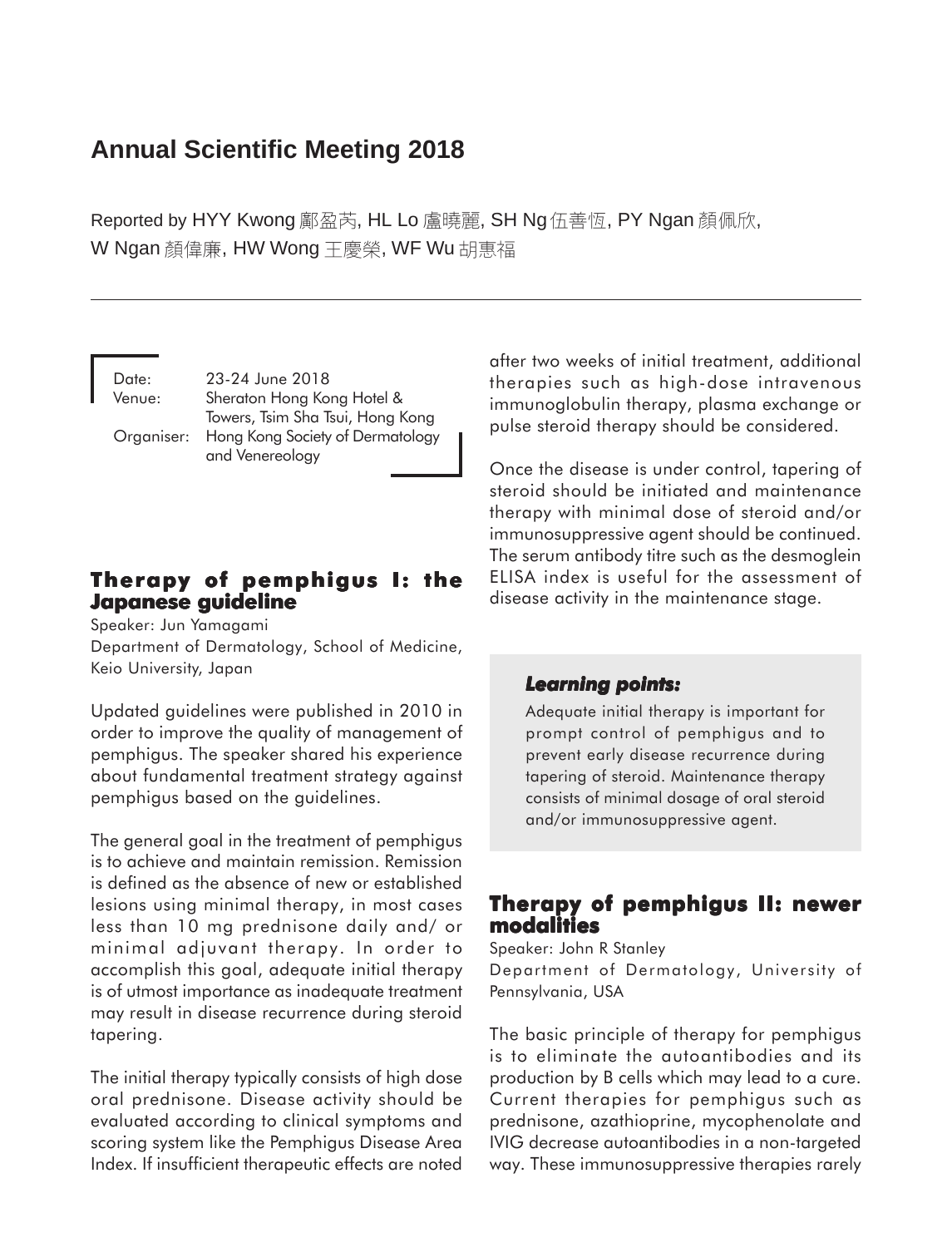# Annual Scientific Meeting 2018

Reported by HYY Kwong 鄺盈芮, HL Lo 盧曉麗, SH Ng 伍善恆, PY Ngan 顏佩欣, W Ngan 顏偉廉, HW Wong 王慶榮, WF Wu 胡惠福

---

Date: 23-24 June 2018
Venue: Sheraton Hong Kong Hotel & Towers, Tsim Sha Tsui, Hong Kong
Organiser: Hong Kong Society of Dermatology and Venereology

## Therapy of pemphigus I: the Japanese guideline

Speaker: Jun Yamagami
Department of Dermatology, School of Medicine, Keio University, Japan

Updated guidelines were published in 2010 in order to improve the quality of management of pemphigus. The speaker shared his experience about fundamental treatment strategy against pemphigus based on the guidelines.

The general goal in the treatment of pemphigus is to achieve and maintain remission. Remission is defined as the absence of new or established lesions using minimal therapy, in most cases less than 10 mg prednisone daily and/ or minimal adjuvant therapy. In order to accomplish this goal, adequate initial therapy is of utmost importance as inadequate treatment may result in disease recurrence during steroid tapering.

The initial therapy typically consists of high dose oral prednisone. Disease activity should be evaluated according to clinical symptoms and scoring system like the Pemphigus Disease Area Index. If insufficient therapeutic effects are noted after two weeks of initial treatment, additional therapies such as high-dose intravenous immunoglobulin therapy, plasma exchange or pulse steroid therapy should be considered.

Once the disease is under control, tapering of steroid should be initiated and maintenance therapy with minimal dose of steroid and/or immunosuppressive agent should be continued. The serum antibody titre such as the desmoglein ELISA index is useful for the assessment of disease activity in the maintenance stage.

> ***Learning points:***
>
> Adequate initial therapy is important for prompt control of pemphigus and to prevent early disease recurrence during tapering of steroid. Maintenance therapy consists of minimal dosage of oral steroid and/or immunosuppressive agent.

## Therapy of pemphigus II: newer modalities

Speaker: John R Stanley
Department of Dermatology, University of Pennsylvania, USA

The basic principle of therapy for pemphigus is to eliminate the autoantibodies and its production by B cells which may lead to a cure. Current therapies for pemphigus such as prednisone, azathioprine, mycophenolate and IVIG decrease autoantibodies in a non-targeted way. These immunosuppressive therapies rarely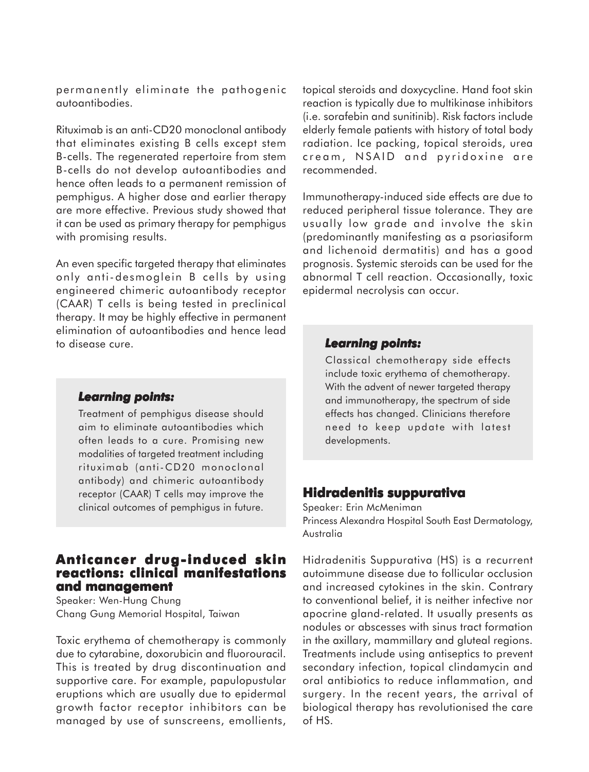permanently eliminate the pathogenic autoantibodies.

Rituximab is an anti-CD20 monoclonal antibody that eliminates existing B cells except stem B-cells. The regenerated repertoire from stem B-cells do not develop autoantibodies and hence often leads to a permanent remission of pemphigus. A higher dose and earlier therapy are more effective. Previous study showed that it can be used as primary therapy for pemphigus with promising results.

An even specific targeted therapy that eliminates only anti-desmoglein B cells by using engineered chimeric autoantibody receptor (CAAR) T cells is being tested in preclinical therapy. It may be highly effective in permanent elimination of autoantibodies and hence lead to disease cure.

> ***Learning points:***
>
> Treatment of pemphigus disease should aim to eliminate autoantibodies which often leads to a cure. Promising new modalities of targeted treatment including rituximab (anti-CD20 monoclonal antibody) and chimeric autoantibody receptor (CAAR) T cells may improve the clinical outcomes of pemphigus in future.

## Anticancer drug-induced skin reactions: clinical manifestations and management

Speaker: Wen-Hung Chung
Chang Gung Memorial Hospital, Taiwan

Toxic erythema of chemotherapy is commonly due to cytarabine, doxorubicin and fluorouracil. This is treated by drug discontinuation and supportive care. For example, papulopustular eruptions which are usually due to epidermal growth factor receptor inhibitors can be managed by use of sunscreens, emollients, topical steroids and doxycycline. Hand foot skin reaction is typically due to multikinase inhibitors (i.e. sorafebin and sunitinib). Risk factors include elderly female patients with history of total body radiation. Ice packing, topical steroids, urea cream, NSAID and pyridoxine are recommended.

Immunotherapy-induced side effects are due to reduced peripheral tissue tolerance. They are usually low grade and involve the skin (predominantly manifesting as a psoriasiform and lichenoid dermatitis) and has a good prognosis. Systemic steroids can be used for the abnormal T cell reaction. Occasionally, toxic epidermal necrolysis can occur.

> ***Learning points:***
>
> Classical chemotherapy side effects include toxic erythema of chemotherapy. With the advent of newer targeted therapy and immunotherapy, the spectrum of side effects has changed. Clinicians therefore need to keep update with latest developments.

## Hidradenitis suppurativa

Speaker: Erin McMeniman
Princess Alexandra Hospital South East Dermatology, Australia

Hidradenitis Suppurativa (HS) is a recurrent autoimmune disease due to follicular occlusion and increased cytokines in the skin. Contrary to conventional belief, it is neither infective nor apocrine gland-related. It usually presents as nodules or abscesses with sinus tract formation in the axillary, mammillary and gluteal regions. Treatments include using antiseptics to prevent secondary infection, topical clindamycin and oral antibiotics to reduce inflammation, and surgery. In the recent years, the arrival of biological therapy has revolutionised the care of HS.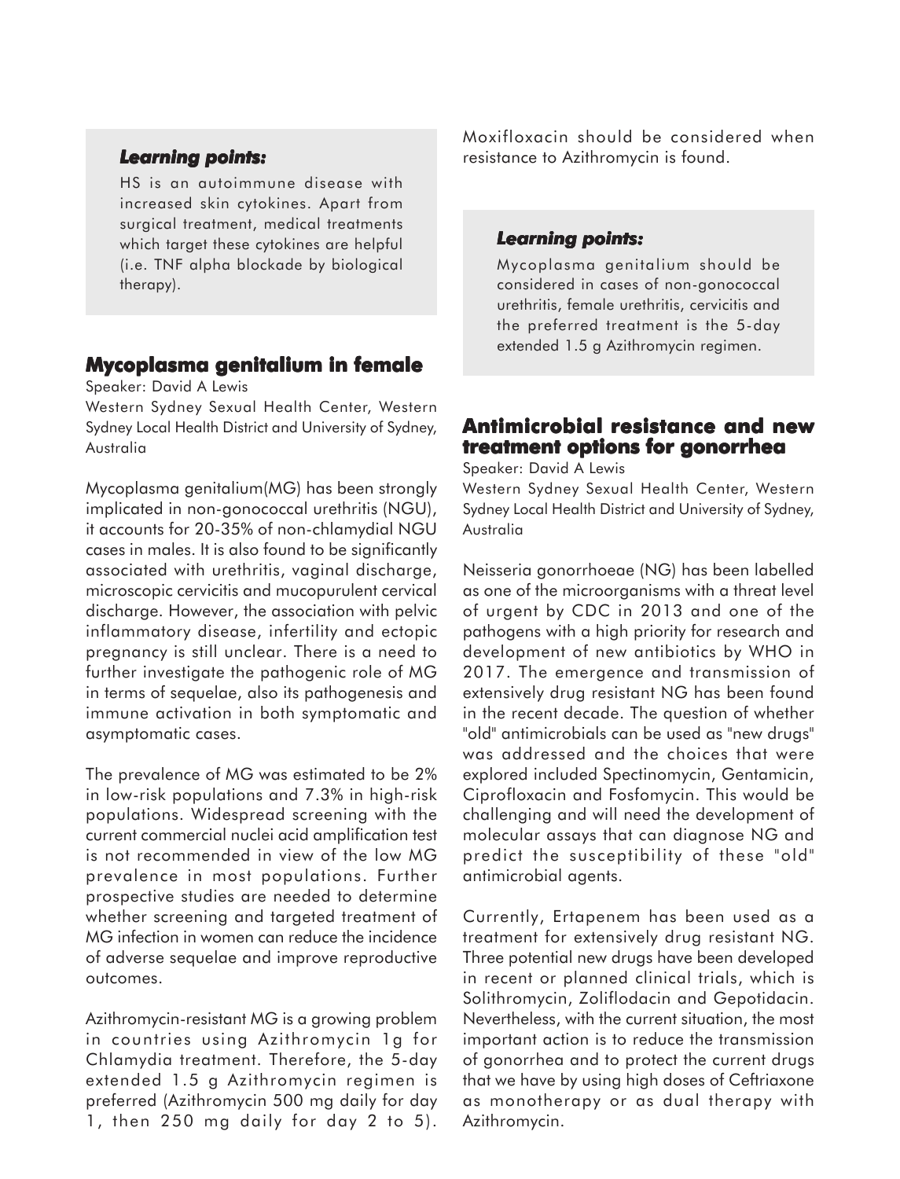### *Learning points:*

HS is an autoimmune disease with increased skin cytokines. Apart from surgical treatment, medical treatments which target these cytokines are helpful (i.e. TNF alpha blockade by biological therapy).

## Mycoplasma genitalium in female

Speaker: David A Lewis

Western Sydney Sexual Health Center, Western Sydney Local Health District and University of Sydney, Australia

Mycoplasma genitalium(MG) has been strongly implicated in non-gonococcal urethritis (NGU), it accounts for 20-35% of non-chlamydial NGU cases in males. It is also found to be significantly associated with urethritis, vaginal discharge, microscopic cervicitis and mucopurulent cervical discharge. However, the association with pelvic inflammatory disease, infertility and ectopic pregnancy is still unclear. There is a need to further investigate the pathogenic role of MG in terms of sequelae, also its pathogenesis and immune activation in both symptomatic and asymptomatic cases.

The prevalence of MG was estimated to be 2% in low-risk populations and 7.3% in high-risk populations. Widespread screening with the current commercial nuclei acid amplification test is not recommended in view of the low MG prevalence in most populations. Further prospective studies are needed to determine whether screening and targeted treatment of MG infection in women can reduce the incidence of adverse sequelae and improve reproductive outcomes.

Azithromycin-resistant MG is a growing problem in countries using Azithromycin 1g for Chlamydia treatment. Therefore, the 5-day extended 1.5 g Azithromycin regimen is preferred (Azithromycin 500 mg daily for day 1, then 250 mg daily for day 2 to 5). Moxifloxacin should be considered when resistance to Azithromycin is found.

### *Learning points:*

Mycoplasma genitalium should be considered in cases of non-gonococcal urethritis, female urethritis, cervicitis and the preferred treatment is the 5-day extended 1.5 g Azithromycin regimen.

## Antimicrobial resistance and new treatment options for gonorrhea

Speaker: David A Lewis

Western Sydney Sexual Health Center, Western Sydney Local Health District and University of Sydney, Australia

Neisseria gonorrhoeae (NG) has been labelled as one of the microorganisms with a threat level of urgent by CDC in 2013 and one of the pathogens with a high priority for research and development of new antibiotics by WHO in 2017. The emergence and transmission of extensively drug resistant NG has been found in the recent decade. The question of whether "old" antimicrobials can be used as "new drugs" was addressed and the choices that were explored included Spectinomycin, Gentamicin, Ciprofloxacin and Fosfomycin. This would be challenging and will need the development of molecular assays that can diagnose NG and predict the susceptibility of these "old" antimicrobial agents.

Currently, Ertapenem has been used as a treatment for extensively drug resistant NG. Three potential new drugs have been developed in recent or planned clinical trials, which is Solithromycin, Zoliflodacin and Gepotidacin. Nevertheless, with the current situation, the most important action is to reduce the transmission of gonorrhea and to protect the current drugs that we have by using high doses of Ceftriaxone as monotherapy or as dual therapy with Azithromycin.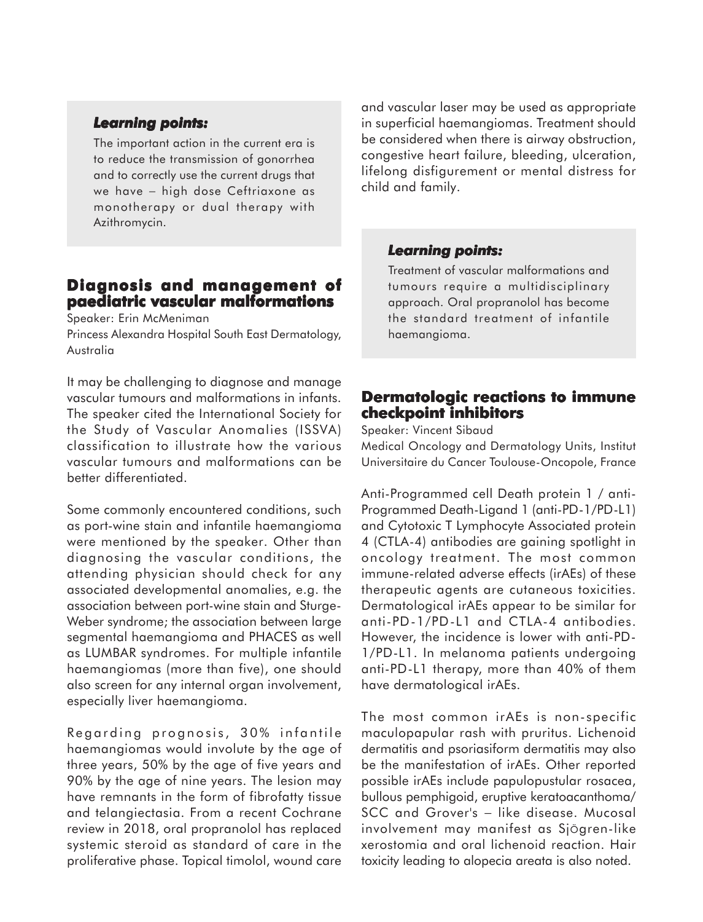***Learning points:***

The important action in the current era is to reduce the transmission of gonorrhea and to correctly use the current drugs that we have – high dose Ceftriaxone as monotherapy or dual therapy with Azithromycin.

## Diagnosis and management of paediatric vascular malformations

Speaker: Erin McMeniman

Princess Alexandra Hospital South East Dermatology, Australia

It may be challenging to diagnose and manage vascular tumours and malformations in infants. The speaker cited the International Society for the Study of Vascular Anomalies (ISSVA) classification to illustrate how the various vascular tumours and malformations can be better differentiated.

Some commonly encountered conditions, such as port-wine stain and infantile haemangioma were mentioned by the speaker. Other than diagnosing the vascular conditions, the attending physician should check for any associated developmental anomalies, e.g. the association between port-wine stain and Sturge-Weber syndrome; the association between large segmental haemangioma and PHACES as well as LUMBAR syndromes. For multiple infantile haemangiomas (more than five), one should also screen for any internal organ involvement, especially liver haemangioma.

Regarding prognosis, 30% infantile haemangiomas would involute by the age of three years, 50% by the age of five years and 90% by the age of nine years. The lesion may have remnants in the form of fibrofatty tissue and telangiectasia. From a recent Cochrane review in 2018, oral propranolol has replaced systemic steroid as standard of care in the proliferative phase. Topical timolol, wound care and vascular laser may be used as appropriate in superficial haemangiomas. Treatment should be considered when there is airway obstruction, congestive heart failure, bleeding, ulceration, lifelong disfigurement or mental distress for child and family.

***Learning points:***

Treatment of vascular malformations and tumours require a multidisciplinary approach. Oral propranolol has become the standard treatment of infantile haemangioma.

## Dermatologic reactions to immune checkpoint inhibitors

Speaker: Vincent Sibaud

Medical Oncology and Dermatology Units, Institut Universitaire du Cancer Toulouse-Oncopole, France

Anti-Programmed cell Death protein 1 / anti-Programmed Death-Ligand 1 (anti-PD-1/PD-L1) and Cytotoxic T Lymphocyte Associated protein 4 (CTLA-4) antibodies are gaining spotlight in oncology treatment. The most common immune-related adverse effects (irAEs) of these therapeutic agents are cutaneous toxicities. Dermatological irAEs appear to be similar for anti-PD-1/PD-L1 and CTLA-4 antibodies. However, the incidence is lower with anti-PD-1/PD-L1. In melanoma patients undergoing anti-PD-L1 therapy, more than 40% of them have dermatological irAEs.

The most common irAEs is non-specific maculopapular rash with pruritus. Lichenoid dermatitis and psoriasiform dermatitis may also be the manifestation of irAEs. Other reported possible irAEs include papulopustular rosacea, bullous pemphigoid, eruptive keratoacanthoma/ SCC and Grover's – like disease. Mucosal involvement may manifest as Sjögren-like xerostomia and oral lichenoid reaction. Hair toxicity leading to alopecia areata is also noted.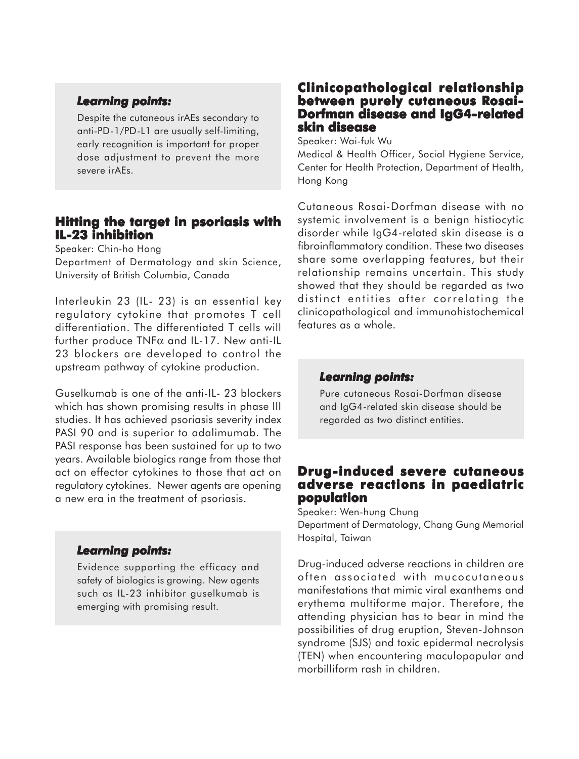### *Learning points:*

Despite the cutaneous irAEs secondary to anti-PD-1/PD-L1 are usually self-limiting, early recognition is important for proper dose adjustment to prevent the more severe irAEs.

## Hitting the target in psoriasis with IL-23 inhibition

Speaker: Chin-ho Hong
Department of Dermatology and skin Science, University of British Columbia, Canada

Interleukin 23 (IL- 23) is an essential key regulatory cytokine that promotes T cell differentiation. The differentiated T cells will further produce TNF$\alpha$ and IL-17. New anti-IL 23 blockers are developed to control the upstream pathway of cytokine production.

Guselkumab is one of the anti-IL- 23 blockers which has shown promising results in phase III studies. It has achieved psoriasis severity index PASI 90 and is superior to adalimumab. The PASI response has been sustained for up to two years. Available biologics range from those that act on effector cytokines to those that act on regulatory cytokines. Newer agents are opening a new era in the treatment of psoriasis.

### *Learning points:*

Evidence supporting the efficacy and safety of biologics is growing. New agents such as IL-23 inhibitor guselkumab is emerging with promising result.

## Clinicopathological relationship between purely cutaneous Rosai-Dorfman disease and IgG4-related skin disease

Speaker: Wai-fuk Wu
Medical & Health Officer, Social Hygiene Service, Center for Health Protection, Department of Health, Hong Kong

Cutaneous Rosai-Dorfman disease with no systemic involvement is a benign histiocytic disorder while IgG4-related skin disease is a fibroinflammatory condition. These two diseases share some overlapping features, but their relationship remains uncertain. This study showed that they should be regarded as two distinct entities after correlating the clinicopathological and immunohistochemical features as a whole.

### *Learning points:*

Pure cutaneous Rosai-Dorfman disease and IgG4-related skin disease should be regarded as two distinct entities.

## Drug-induced severe cutaneous adverse reactions in paediatric population

Speaker: Wen-hung Chung
Department of Dermatology, Chang Gung Memorial Hospital, Taiwan

Drug-induced adverse reactions in children are often associated with mucocutaneous manifestations that mimic viral exanthems and erythema multiforme major. Therefore, the attending physician has to bear in mind the possibilities of drug eruption, Steven-Johnson syndrome (SJS) and toxic epidermal necrolysis (TEN) when encountering maculopapular and morbilliform rash in children.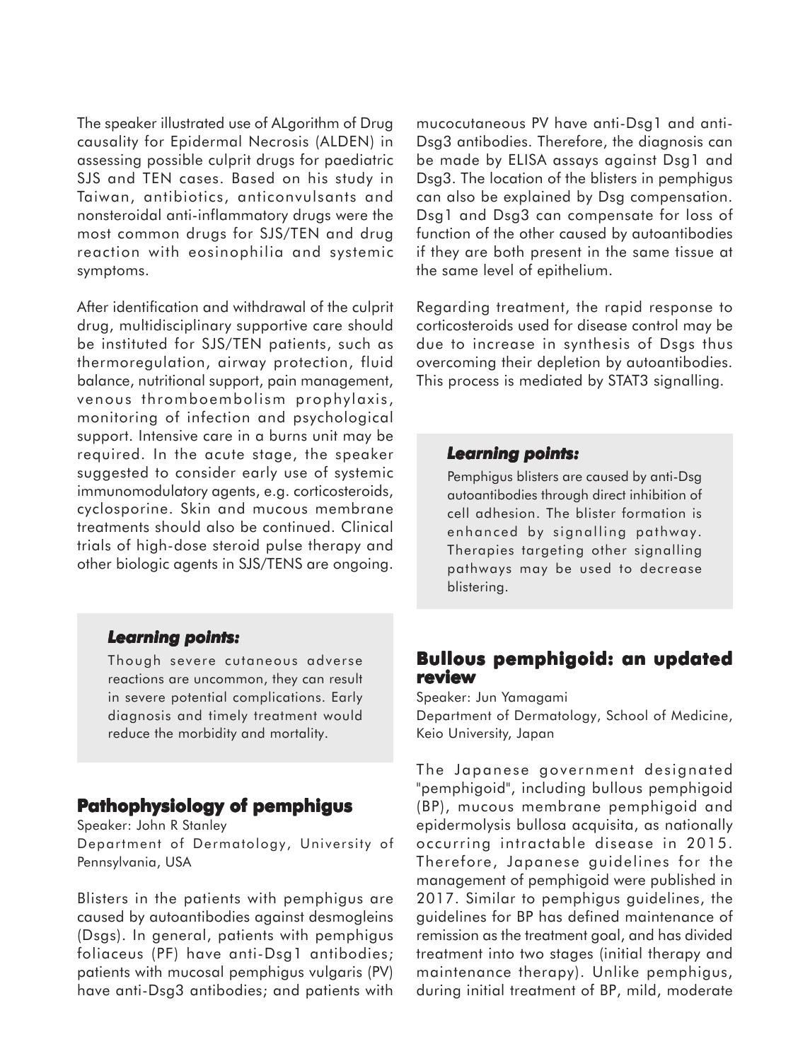The speaker illustrated use of ALgorithm of Drug causality for Epidermal Necrosis (ALDEN) in assessing possible culprit drugs for paediatric SJS and TEN cases. Based on his study in Taiwan, antibiotics, anticonvulsants and nonsteroidal anti-inflammatory drugs were the most common drugs for SJS/TEN and drug reaction with eosinophilia and systemic symptoms.

After identification and withdrawal of the culprit drug, multidisciplinary supportive care should be instituted for SJS/TEN patients, such as thermoregulation, airway protection, fluid balance, nutritional support, pain management, venous thromboembolism prophylaxis, monitoring of infection and psychological support. Intensive care in a burns unit may be required. In the acute stage, the speaker suggested to consider early use of systemic immunomodulatory agents, e.g. corticosteroids, cyclosporine. Skin and mucous membrane treatments should also be continued. Clinical trials of high-dose steroid pulse therapy and other biologic agents in SJS/TENS are ongoing.

> ***Learning points:***
>
> Though severe cutaneous adverse reactions are uncommon, they can result in severe potential complications. Early diagnosis and timely treatment would reduce the morbidity and mortality.

## Pathophysiology of pemphigus

Speaker: John R Stanley
Department of Dermatology, University of Pennsylvania, USA

Blisters in the patients with pemphigus are caused by autoantibodies against desmogleins (Dsgs). In general, patients with pemphigus foliaceus (PF) have anti-Dsg1 antibodies; patients with mucosal pemphigus vulgaris (PV) have anti-Dsg3 antibodies; and patients with mucocutaneous PV have anti-Dsg1 and anti-Dsg3 antibodies. Therefore, the diagnosis can be made by ELISA assays against Dsg1 and Dsg3. The location of the blisters in pemphigus can also be explained by Dsg compensation. Dsg1 and Dsg3 can compensate for loss of function of the other caused by autoantibodies if they are both present in the same tissue at the same level of epithelium.

Regarding treatment, the rapid response to corticosteroids used for disease control may be due to increase in synthesis of Dsgs thus overcoming their depletion by autoantibodies. This process is mediated by STAT3 signalling.

> ***Learning points:***
>
> Pemphigus blisters are caused by anti-Dsg autoantibodies through direct inhibition of cell adhesion. The blister formation is enhanced by signalling pathway. Therapies targeting other signalling pathways may be used to decrease blistering.

## Bullous pemphigoid: an updated review

Speaker: Jun Yamagami
Department of Dermatology, School of Medicine, Keio University, Japan

The Japanese government designated "pemphigoid", including bullous pemphigoid (BP), mucous membrane pemphigoid and epidermolysis bullosa acquisita, as nationally occurring intractable disease in 2015. Therefore, Japanese guidelines for the management of pemphigoid were published in 2017. Similar to pemphigus guidelines, the guidelines for BP has defined maintenance of remission as the treatment goal, and has divided treatment into two stages (initial therapy and maintenance therapy). Unlike pemphigus, during initial treatment of BP, mild, moderate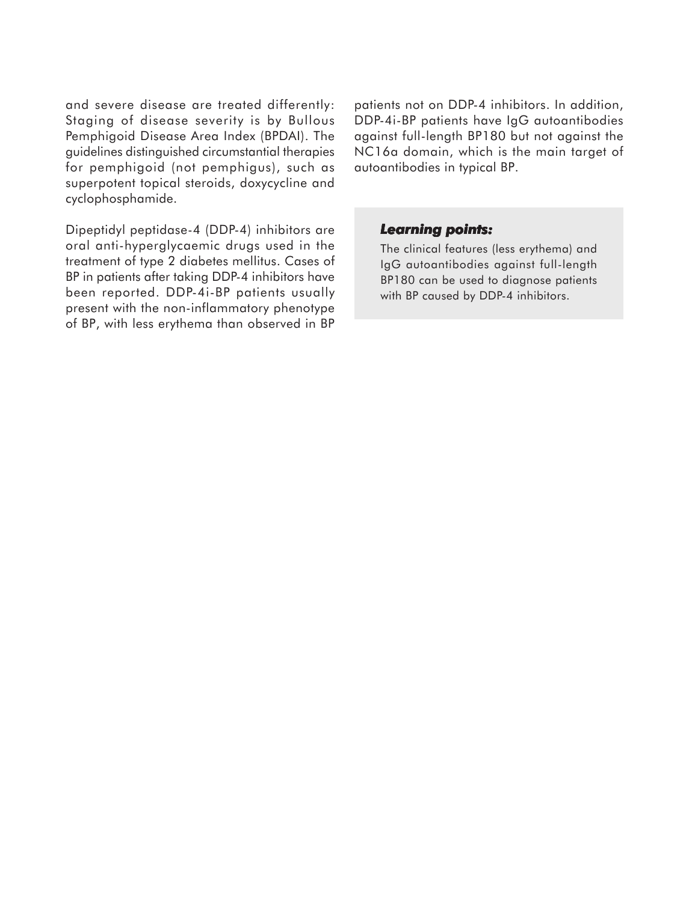and severe disease are treated differently: Staging of disease severity is by Bullous Pemphigoid Disease Area Index (BPDAI). The guidelines distinguished circumstantial therapies for pemphigoid (not pemphigus), such as superpotent topical steroids, doxycycline and cyclophosphamide.

Dipeptidyl peptidase-4 (DDP-4) inhibitors are oral anti-hyperglycaemic drugs used in the treatment of type 2 diabetes mellitus. Cases of BP in patients after taking DDP-4 inhibitors have been reported. DDP-4i-BP patients usually present with the non-inflammatory phenotype of BP, with less erythema than observed in BP patients not on DDP-4 inhibitors. In addition, DDP-4i-BP patients have IgG autoantibodies against full-length BP180 but not against the NC16a domain, which is the main target of autoantibodies in typical BP.

***Learning points:***

The clinical features (less erythema) and IgG autoantibodies against full-length BP180 can be used to diagnose patients with BP caused by DDP-4 inhibitors.